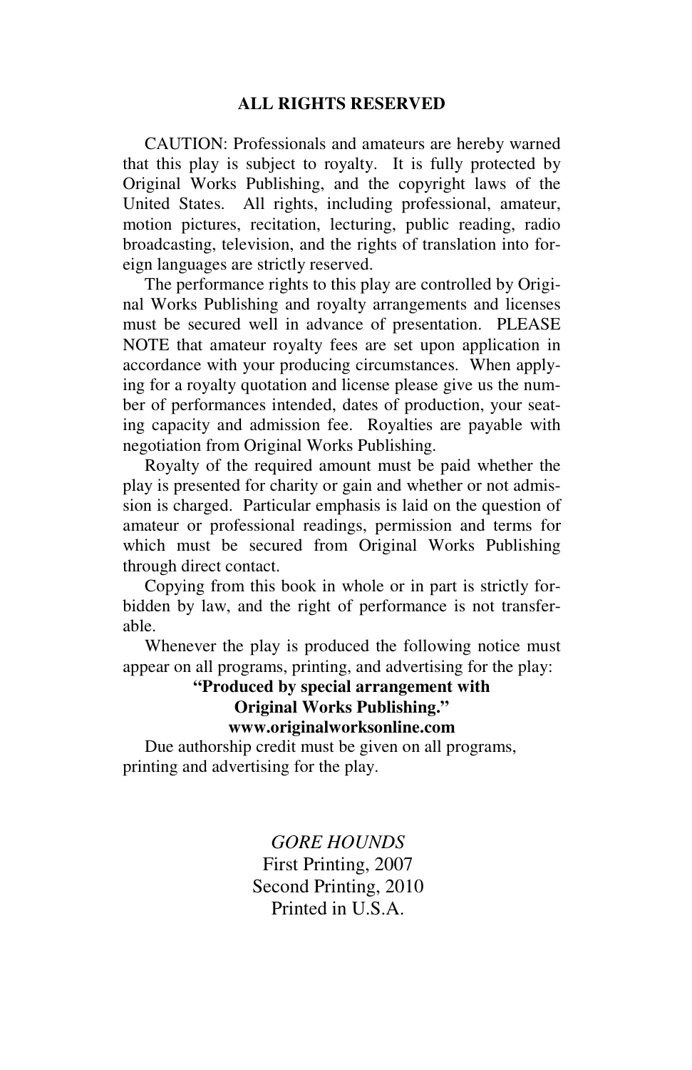## ALL RIGHTS RESERVED

CAUTION: Professionals and amateurs are hereby warned that this play is subject to royalty. It is fully protected by Original Works Publishing, and the copyright laws of the United States. All rights, including professional, amateur, motion pictures, recitation, lecturing, public reading, radio broadcasting, television, and the rights of translation into foreign languages are strictly reserved.

The performance rights to this play are controlled by Original Works Publishing and royalty arrangements and licenses must be secured well in advance of presentation. PLEASE NOTE that amateur royalty fees are set upon application in accordance with your producing circumstances. When applying for a royalty quotation and license please give us the number of performances intended, dates of production, your seating capacity and admission fee. Royalties are payable with negotiation from Original Works Publishing.

Royalty of the required amount must be paid whether the play is presented for charity or gain and whether or not admission is charged. Particular emphasis is laid on the question of amateur or professional readings, permission and terms for which must be secured from Original Works Publishing through direct contact.

Copying from this book in whole or in part is strictly forbidden by law, and the right of performance is not transferable.

Whenever the play is produced the following notice must appear on all programs, printing, and advertising for the play:

**"Produced by special arrangement with**
**Original Works Publishing."**
**www.originalworksonline.com**

Due authorship credit must be given on all programs, printing and advertising for the play.

*GORE HOUNDS*
First Printing, 2007
Second Printing, 2010
Printed in U.S.A.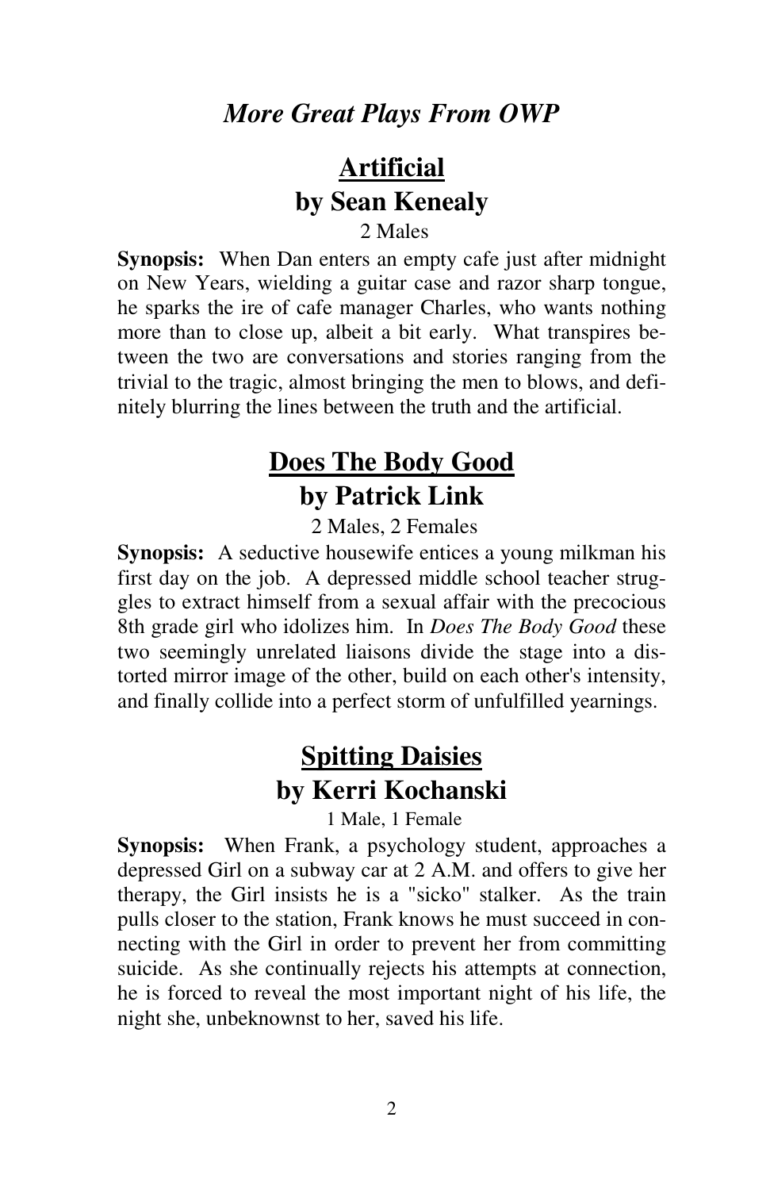## *More Great Plays From OWP*

# Artificial
## by Sean Kenealy

2 Males

**Synopsis:** When Dan enters an empty cafe just after midnight on New Years, wielding a guitar case and razor sharp tongue, he sparks the ire of cafe manager Charles, who wants nothing more than to close up, albeit a bit early. What transpires between the two are conversations and stories ranging from the trivial to the tragic, almost bringing the men to blows, and definitely blurring the lines between the truth and the artificial.

# Does The Body Good
## by Patrick Link

2 Males, 2 Females

**Synopsis:** A seductive housewife entices a young milkman his first day on the job. A depressed middle school teacher struggles to extract himself from a sexual affair with the precocious 8th grade girl who idolizes him. In *Does The Body Good* these two seemingly unrelated liaisons divide the stage into a distorted mirror image of the other, build on each other's intensity, and finally collide into a perfect storm of unfulfilled yearnings.

# Spitting Daisies
## by Kerri Kochanski

1 Male, 1 Female

**Synopsis:** When Frank, a psychology student, approaches a depressed Girl on a subway car at 2 A.M. and offers to give her therapy, the Girl insists he is a "sicko" stalker. As the train pulls closer to the station, Frank knows he must succeed in connecting with the Girl in order to prevent her from committing suicide. As she continually rejects his attempts at connection, he is forced to reveal the most important night of his life, the night she, unbeknownst to her, saved his life.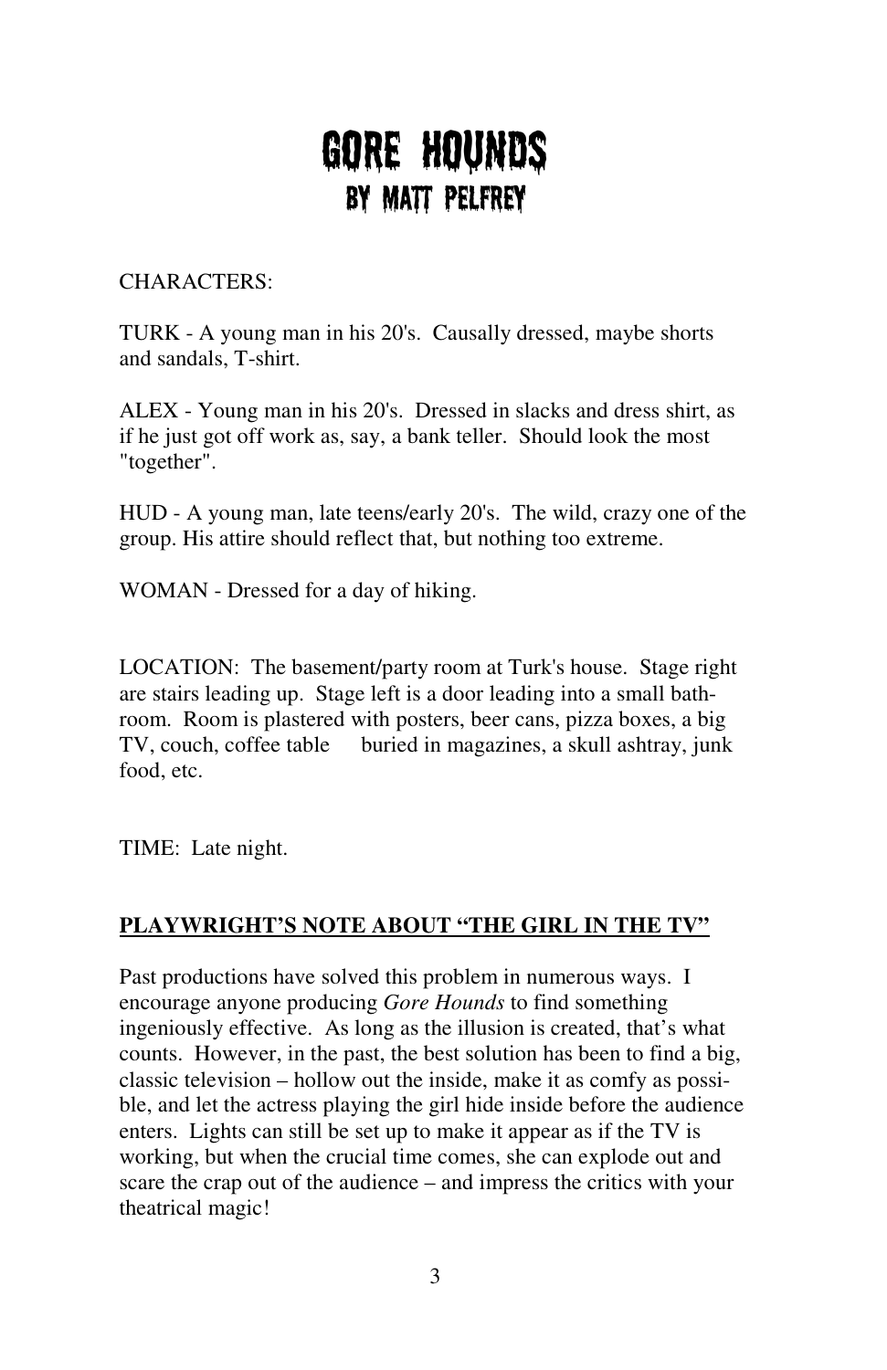# GORE HOUNDS
## BY MATT PELFREY

CHARACTERS:

TURK - A young man in his 20's. Causally dressed, maybe shorts and sandals, T-shirt.

ALEX - Young man in his 20's. Dressed in slacks and dress shirt, as if he just got off work as, say, a bank teller. Should look the most "together".

HUD - A young man, late teens/early 20's. The wild, crazy one of the group. His attire should reflect that, but nothing too extreme.

WOMAN - Dressed for a day of hiking.

LOCATION: The basement/party room at Turk's house. Stage right are stairs leading up. Stage left is a door leading into a small bathroom. Room is plastered with posters, beer cans, pizza boxes, a big TV, couch, coffee table buried in magazines, a skull ashtray, junk food, etc.

TIME: Late night.

**PLAYWRIGHT'S NOTE ABOUT "THE GIRL IN THE TV"**

Past productions have solved this problem in numerous ways. I encourage anyone producing *Gore Hounds* to find something ingeniously effective. As long as the illusion is created, that's what counts. However, in the past, the best solution has been to find a big, classic television – hollow out the inside, make it as comfy as possible, and let the actress playing the girl hide inside before the audience enters. Lights can still be set up to make it appear as if the TV is working, but when the crucial time comes, she can explode out and scare the crap out of the audience – and impress the critics with your theatrical magic!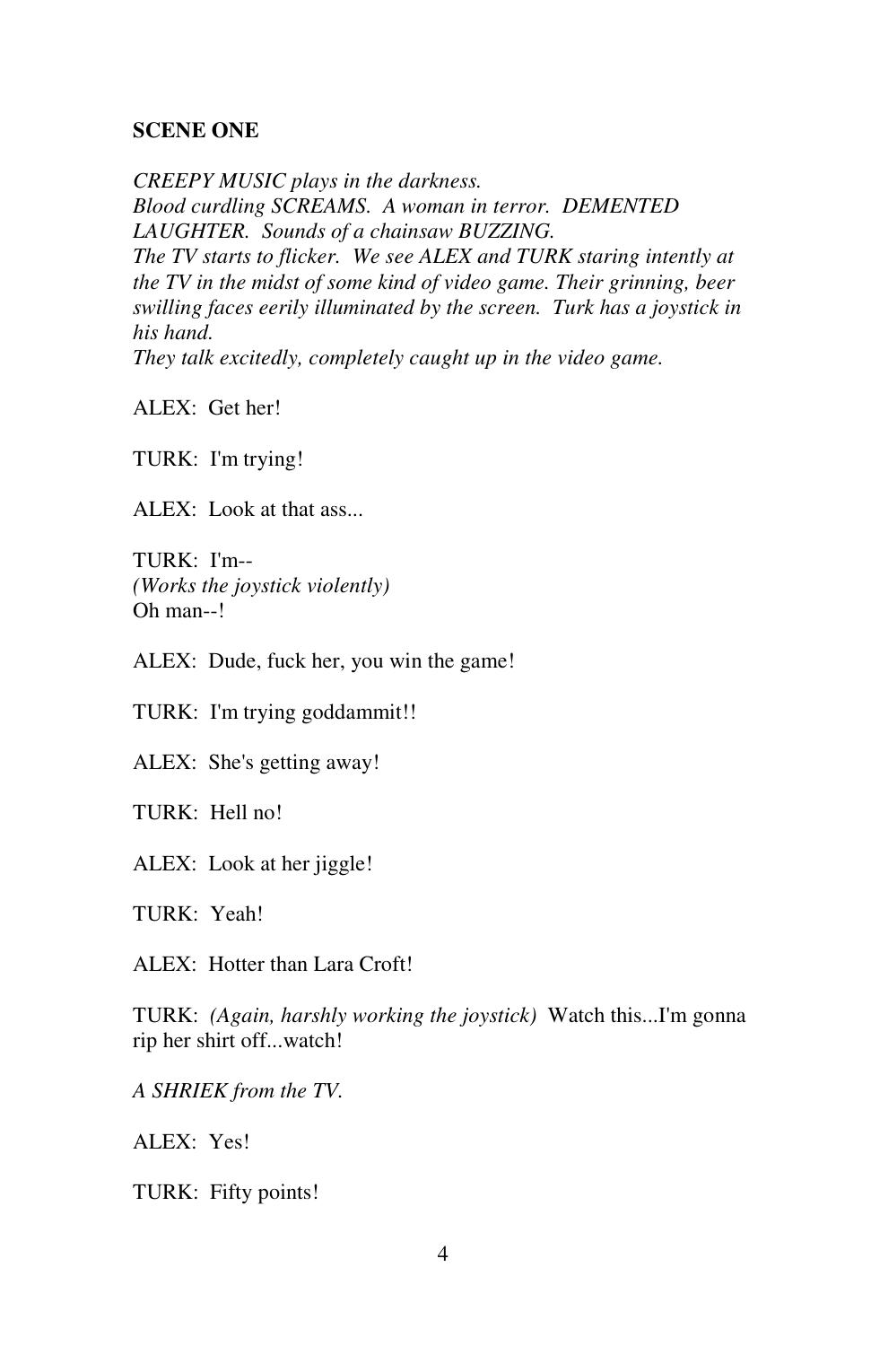**SCENE ONE**

*CREEPY MUSIC plays in the darkness.*
*Blood curdling SCREAMS. A woman in terror. DEMENTED LAUGHTER. Sounds of a chainsaw BUZZING.*
*The TV starts to flicker. We see ALEX and TURK staring intently at the TV in the midst of some kind of video game. Their grinning, beer swilling faces eerily illuminated by the screen. Turk has a joystick in his hand.*
*They talk excitedly, completely caught up in the video game.*

ALEX: Get her!

TURK: I'm trying!

ALEX: Look at that ass...

TURK: I'm--
*(Works the joystick violently)*
Oh man--!

ALEX: Dude, fuck her, you win the game!

TURK: I'm trying goddammit!!

ALEX: She's getting away!

TURK: Hell no!

ALEX: Look at her jiggle!

TURK: Yeah!

ALEX: Hotter than Lara Croft!

TURK: *(Again, harshly working the joystick)* Watch this...I'm gonna rip her shirt off...watch!

*A SHRIEK from the TV.*

ALEX: Yes!

TURK: Fifty points!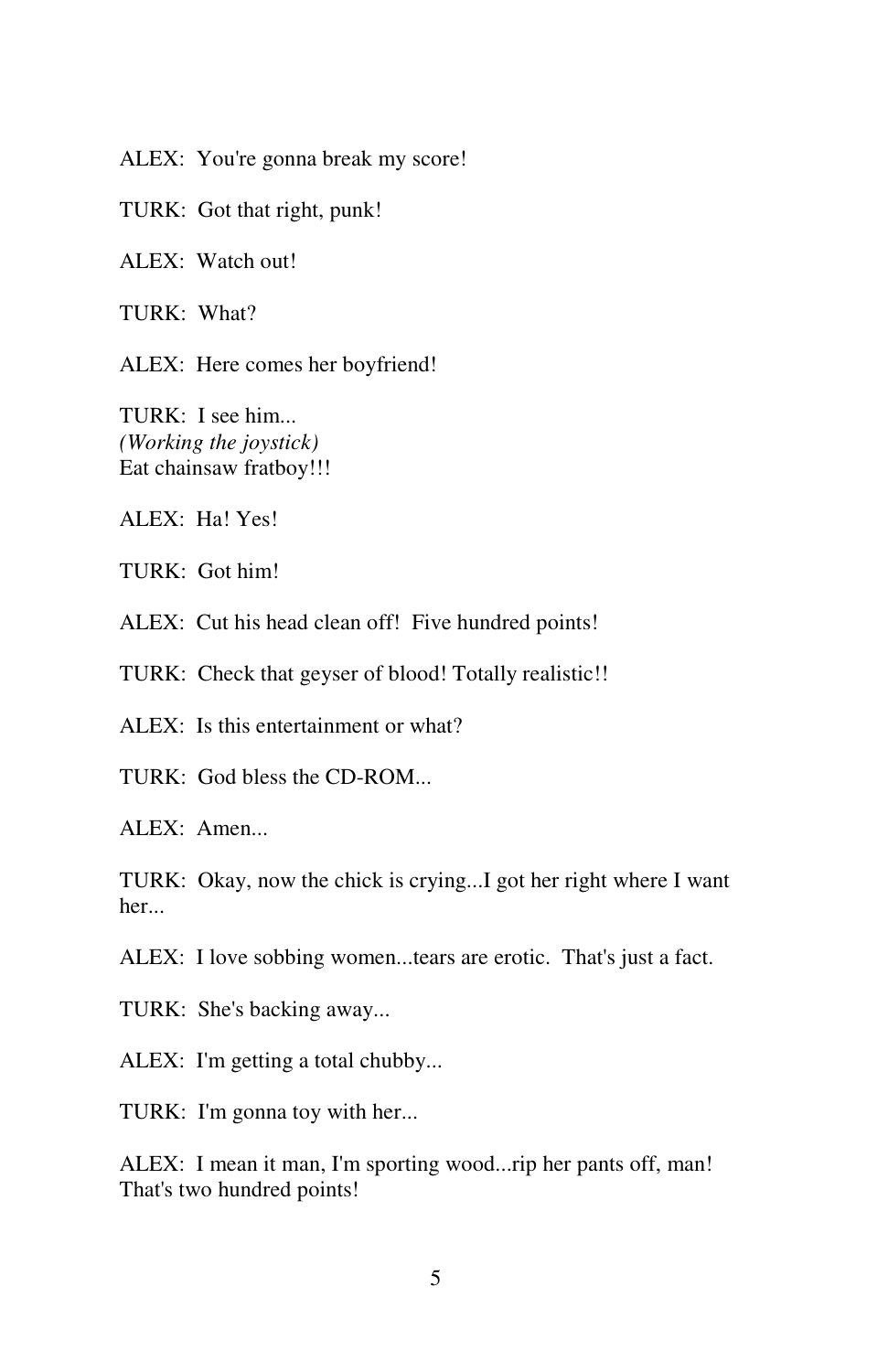ALEX: You're gonna break my score!

TURK: Got that right, punk!

ALEX: Watch out!

TURK: What?

ALEX: Here comes her boyfriend!

TURK: I see him...
*(Working the joystick)*
Eat chainsaw fratboy!!!

ALEX: Ha! Yes!

TURK: Got him!

ALEX: Cut his head clean off! Five hundred points!

TURK: Check that geyser of blood! Totally realistic!!

ALEX: Is this entertainment or what?

TURK: God bless the CD-ROM...

ALEX: Amen...

TURK: Okay, now the chick is crying...I got her right where I want her...

ALEX: I love sobbing women...tears are erotic. That's just a fact.

TURK: She's backing away...

ALEX: I'm getting a total chubby...

TURK: I'm gonna toy with her...

ALEX: I mean it man, I'm sporting wood...rip her pants off, man! That's two hundred points!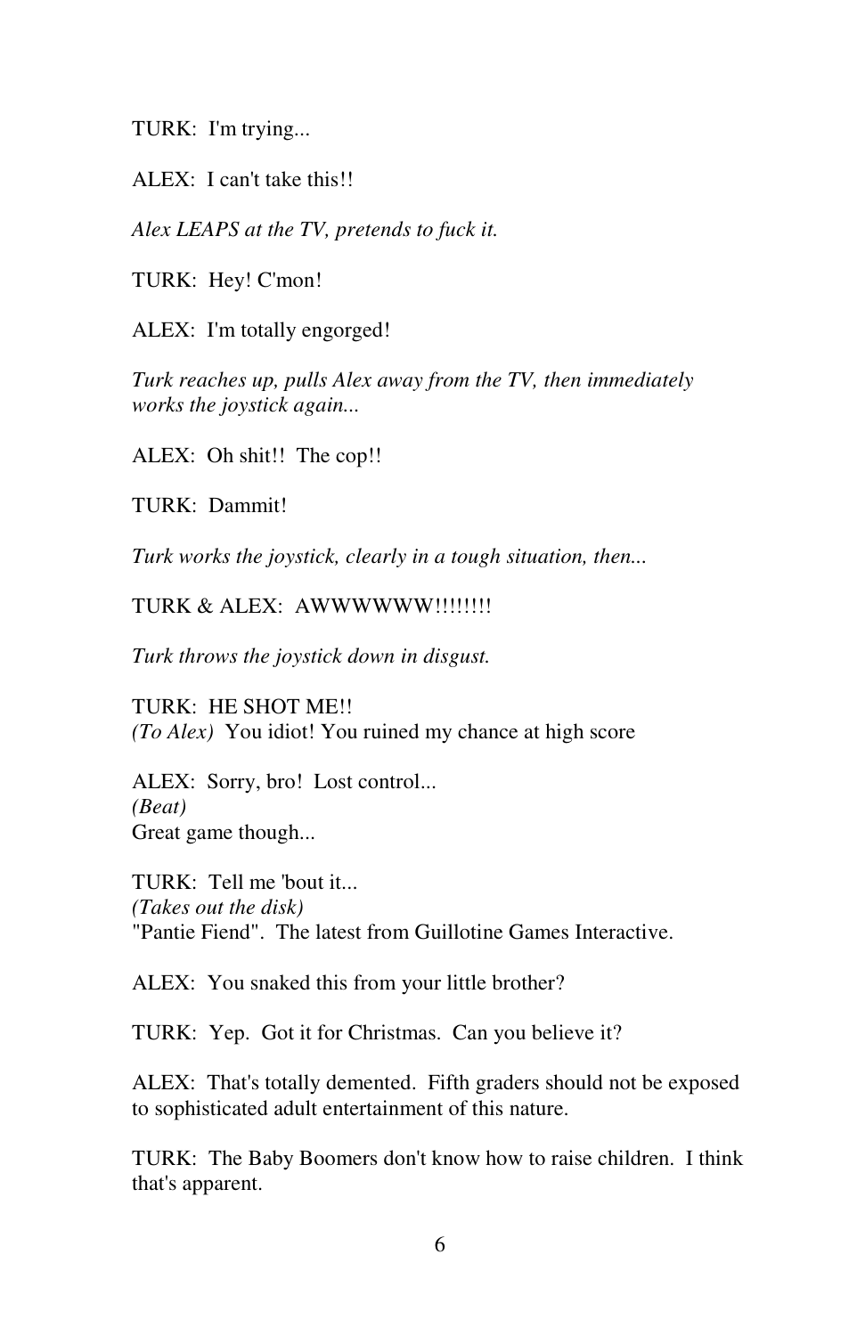TURK: I'm trying...

ALEX: I can't take this!!

*Alex LEAPS at the TV, pretends to fuck it.*

TURK: Hey! C'mon!

ALEX: I'm totally engorged!

*Turk reaches up, pulls Alex away from the TV, then immediately works the joystick again...*

ALEX: Oh shit!! The cop!!

TURK: Dammit!

*Turk works the joystick, clearly in a tough situation, then...*

TURK & ALEX: AWWWWWW!!!!!!!!

*Turk throws the joystick down in disgust.*

TURK: HE SHOT ME!!
*(To Alex)* You idiot! You ruined my chance at high score

ALEX: Sorry, bro! Lost control...
*(Beat)*
Great game though...

TURK: Tell me 'bout it...
*(Takes out the disk)*
"Pantie Fiend". The latest from Guillotine Games Interactive.

ALEX: You snaked this from your little brother?

TURK: Yep. Got it for Christmas. Can you believe it?

ALEX: That's totally demented. Fifth graders should not be exposed to sophisticated adult entertainment of this nature.

TURK: The Baby Boomers don't know how to raise children. I think that's apparent.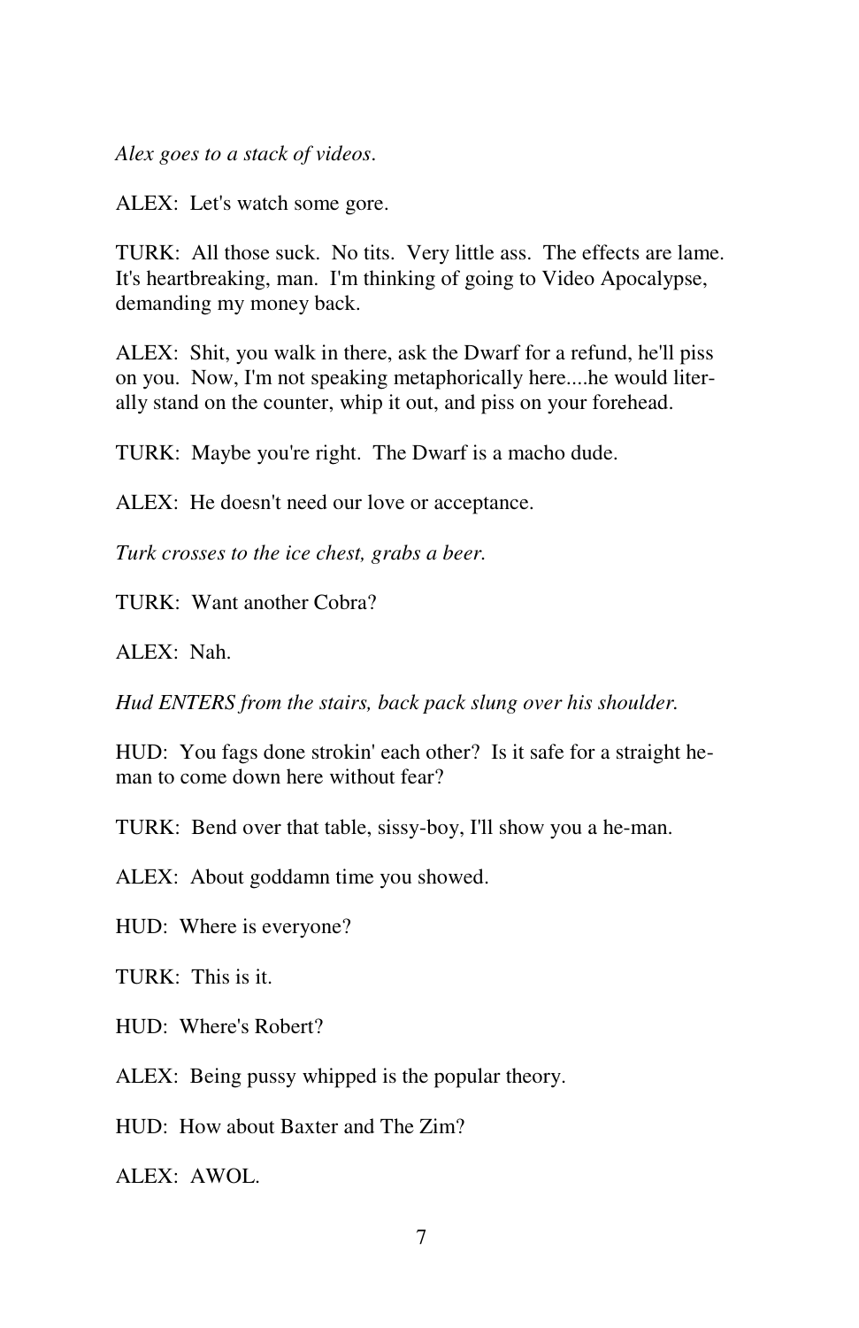*Alex goes to a stack of videos.*

ALEX: Let's watch some gore.

TURK: All those suck. No tits. Very little ass. The effects are lame. It's heartbreaking, man. I'm thinking of going to Video Apocalypse, demanding my money back.

ALEX: Shit, you walk in there, ask the Dwarf for a refund, he'll piss on you. Now, I'm not speaking metaphorically here....he would literally stand on the counter, whip it out, and piss on your forehead.

TURK: Maybe you're right. The Dwarf is a macho dude.

ALEX: He doesn't need our love or acceptance.

*Turk crosses to the ice chest, grabs a beer.*

TURK: Want another Cobra?

ALEX: Nah.

*Hud ENTERS from the stairs, back pack slung over his shoulder.*

HUD: You fags done strokin' each other? Is it safe for a straight he-man to come down here without fear?

TURK: Bend over that table, sissy-boy, I'll show you a he-man.

ALEX: About goddamn time you showed.

HUD: Where is everyone?

TURK: This is it.

HUD: Where's Robert?

ALEX: Being pussy whipped is the popular theory.

HUD: How about Baxter and The Zim?

ALEX: AWOL.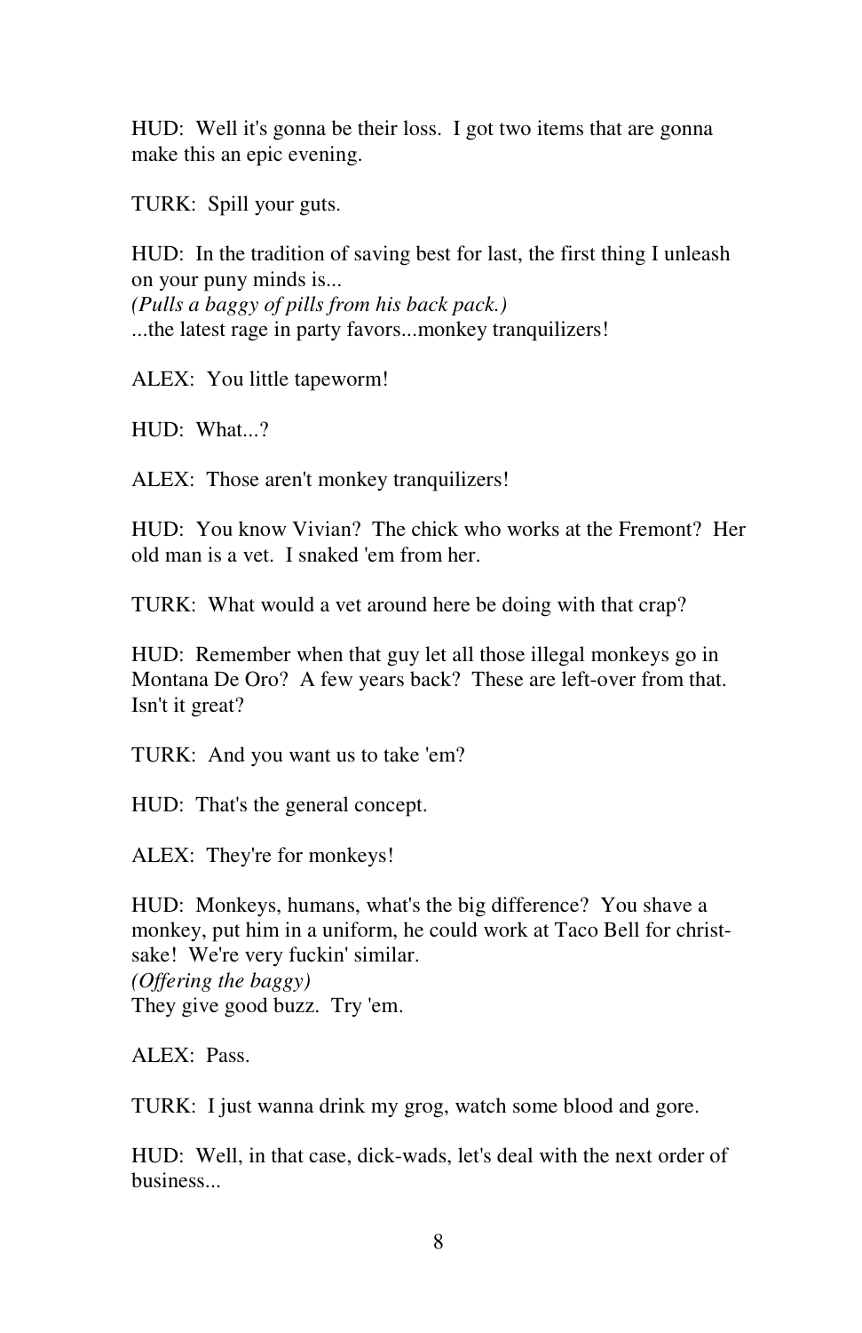HUD: Well it's gonna be their loss. I got two items that are gonna make this an epic evening.

TURK: Spill your guts.

HUD: In the tradition of saving best for last, the first thing I unleash on your puny minds is...
*(Pulls a baggy of pills from his back pack.)*
...the latest rage in party favors...monkey tranquilizers!

ALEX: You little tapeworm!

HUD: What...?

ALEX: Those aren't monkey tranquilizers!

HUD: You know Vivian? The chick who works at the Fremont? Her old man is a vet. I snaked 'em from her.

TURK: What would a vet around here be doing with that crap?

HUD: Remember when that guy let all those illegal monkeys go in Montana De Oro? A few years back? These are left-over from that. Isn't it great?

TURK: And you want us to take 'em?

HUD: That's the general concept.

ALEX: They're for monkeys!

HUD: Monkeys, humans, what's the big difference? You shave a monkey, put him in a uniform, he could work at Taco Bell for christ-sake! We're very fuckin' similar.
*(Offering the baggy)*
They give good buzz. Try 'em.

ALEX: Pass.

TURK: I just wanna drink my grog, watch some blood and gore.

HUD: Well, in that case, dick-wads, let's deal with the next order of business...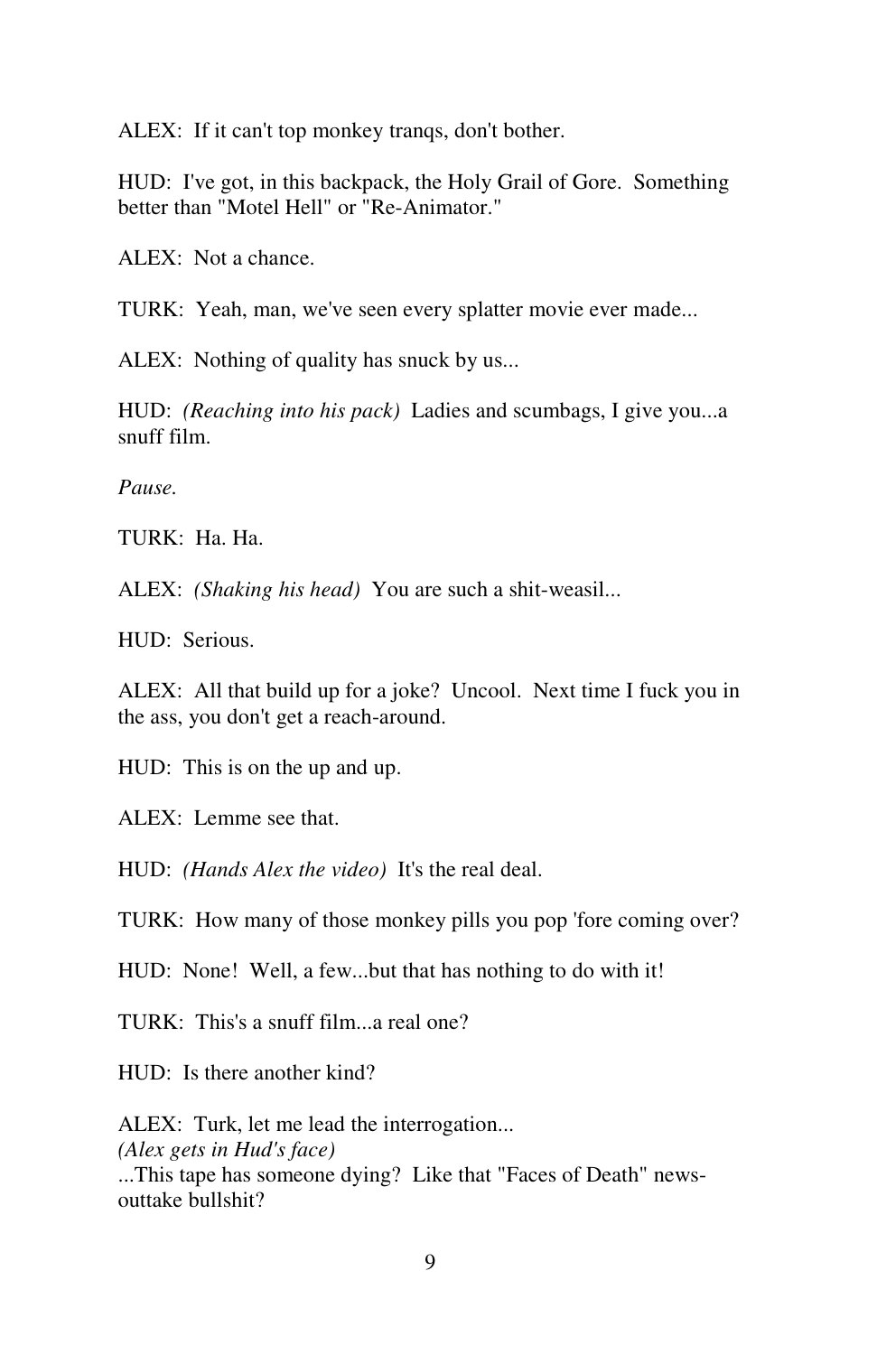ALEX:  If it can't top monkey tranqs, don't bother.

HUD:  I've got, in this backpack, the Holy Grail of Gore.  Something better than "Motel Hell" or "Re-Animator."

ALEX:  Not a chance.

TURK:  Yeah, man, we've seen every splatter movie ever made...

ALEX:  Nothing of quality has snuck by us...

HUD:  *(Reaching into his pack)*  Ladies and scumbags, I give you...a snuff film.

*Pause.*

TURK:  Ha. Ha.

ALEX:  *(Shaking his head)*  You are such a shit-weasil...

HUD:  Serious.

ALEX:  All that build up for a joke?  Uncool.  Next time I fuck you in the ass, you don't get a reach-around.

HUD:  This is on the up and up.

ALEX:  Lemme see that.

HUD:  *(Hands Alex the video)*  It's the real deal.

TURK:  How many of those monkey pills you pop 'fore coming over?

HUD:  None!  Well, a few...but that has nothing to do with it!

TURK:  This's a snuff film...a real one?

HUD:  Is there another kind?

ALEX:  Turk, let me lead the interrogation...
*(Alex gets in Hud's face)*
...This tape has someone dying?  Like that "Faces of Death" news-outtake bullshit?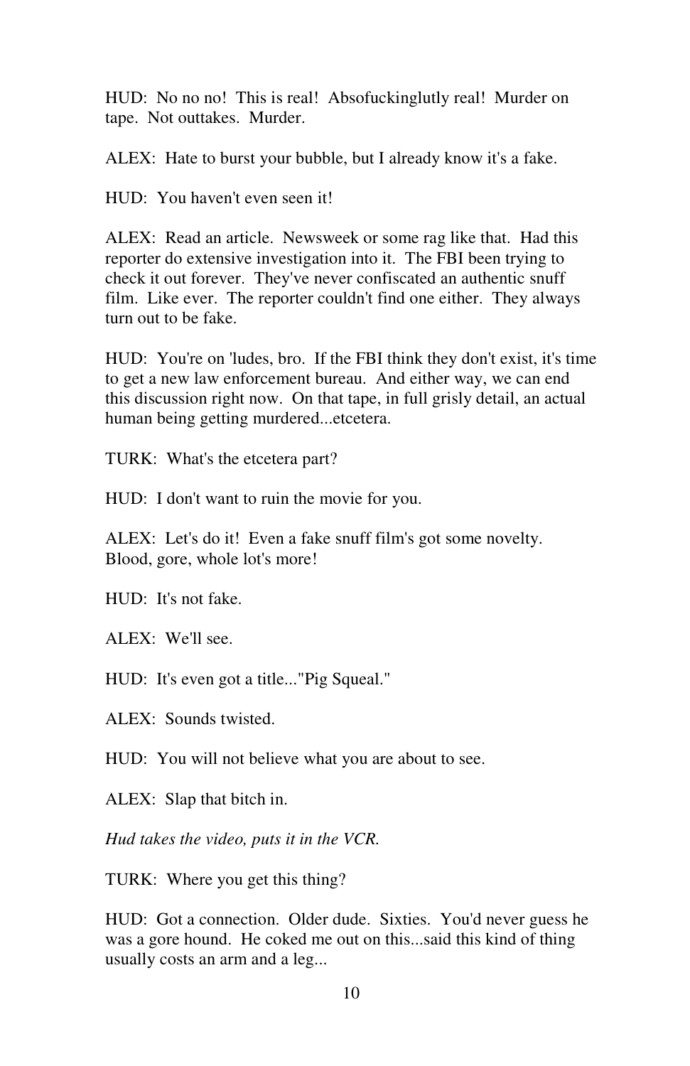HUD: No no no! This is real! Absofuckinglutly real! Murder on tape. Not outtakes. Murder.

ALEX: Hate to burst your bubble, but I already know it's a fake.

HUD: You haven't even seen it!

ALEX: Read an article. Newsweek or some rag like that. Had this reporter do extensive investigation into it. The FBI been trying to check it out forever. They've never confiscated an authentic snuff film. Like ever. The reporter couldn't find one either. They always turn out to be fake.

HUD: You're on 'ludes, bro. If the FBI think they don't exist, it's time to get a new law enforcement bureau. And either way, we can end this discussion right now. On that tape, in full grisly detail, an actual human being getting murdered...etcetera.

TURK: What's the etcetera part?

HUD: I don't want to ruin the movie for you.

ALEX: Let's do it! Even a fake snuff film's got some novelty. Blood, gore, whole lot's more!

HUD: It's not fake.

ALEX: We'll see.

HUD: It's even got a title..."Pig Squeal."

ALEX: Sounds twisted.

HUD: You will not believe what you are about to see.

ALEX: Slap that bitch in.

*Hud takes the video, puts it in the VCR.*

TURK: Where you get this thing?

HUD: Got a connection. Older dude. Sixties. You'd never guess he was a gore hound. He coked me out on this...said this kind of thing usually costs an arm and a leg...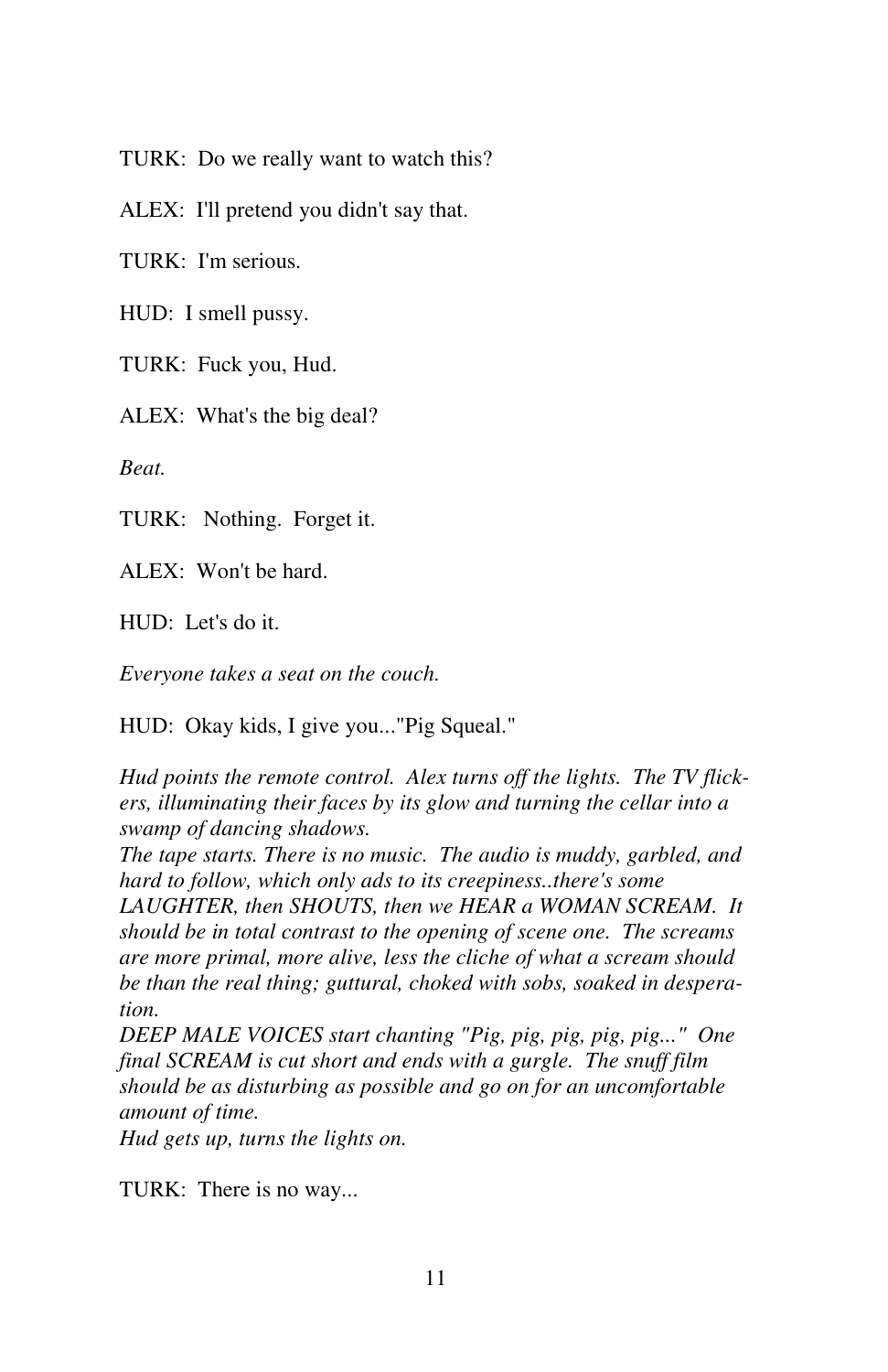TURK: Do we really want to watch this?

ALEX: I'll pretend you didn't say that.

TURK: I'm serious.

HUD: I smell pussy.

TURK: Fuck you, Hud.

ALEX: What's the big deal?

*Beat.*

TURK: Nothing. Forget it.

ALEX: Won't be hard.

HUD: Let's do it.

*Everyone takes a seat on the couch.*

HUD: Okay kids, I give you..."Pig Squeal."

*Hud points the remote control. Alex turns off the lights. The TV flickers, illuminating their faces by its glow and turning the cellar into a swamp of dancing shadows.*
*The tape starts. There is no music. The audio is muddy, garbled, and hard to follow, which only ads to its creepiness..there's some LAUGHTER, then SHOUTS, then we HEAR a WOMAN SCREAM. It should be in total contrast to the opening of scene one. The screams are more primal, more alive, less the cliche of what a scream should be than the real thing; guttural, choked with sobs, soaked in desperation.*
*DEEP MALE VOICES start chanting "Pig, pig, pig, pig, pig..." One final SCREAM is cut short and ends with a gurgle. The snuff film should be as disturbing as possible and go on for an uncomfortable amount of time.*
*Hud gets up, turns the lights on.*

TURK: There is no way...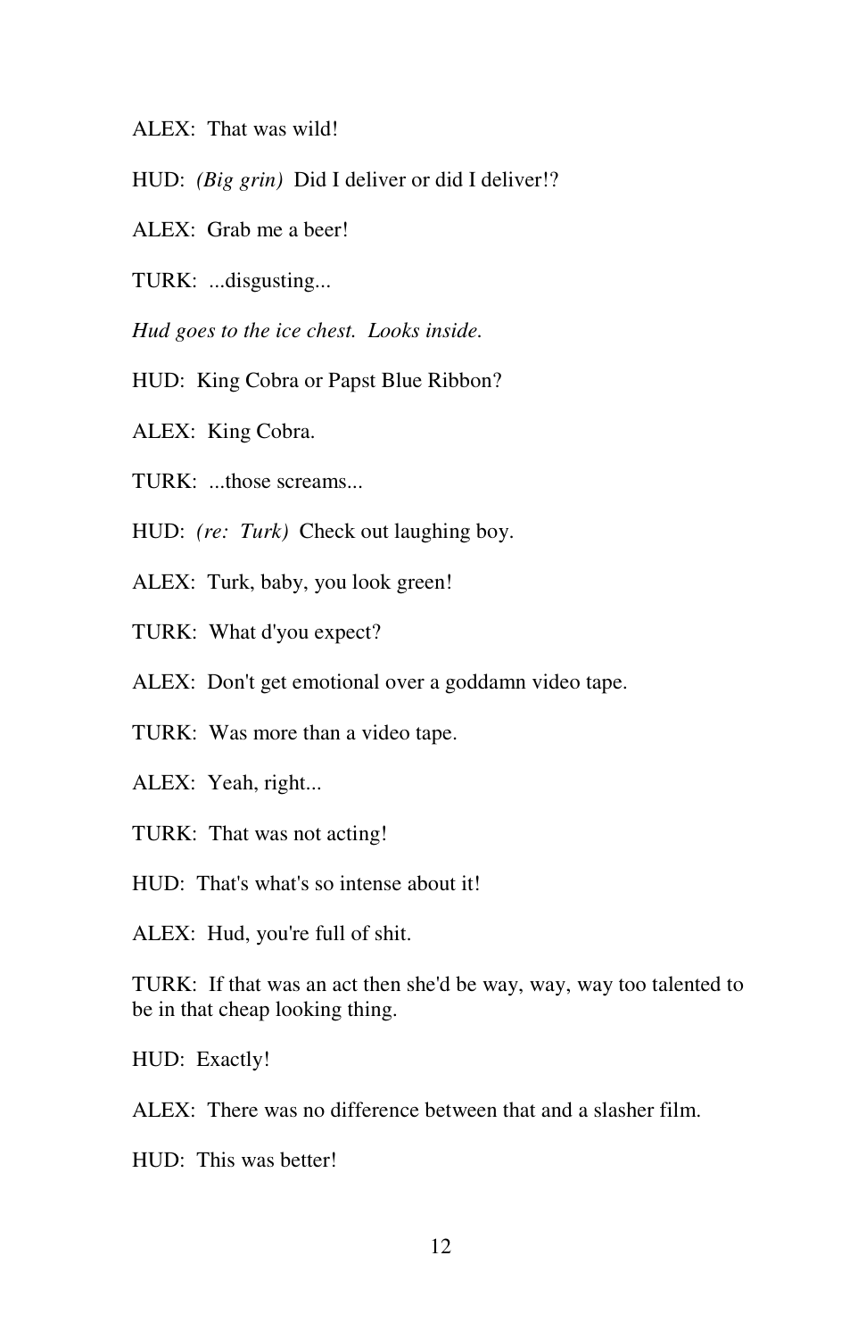ALEX:  That was wild!

HUD:  *(Big grin)*  Did I deliver or did I deliver!?

ALEX:  Grab me a beer!

TURK:  ...disgusting...

*Hud goes to the ice chest.  Looks inside.*

HUD:  King Cobra or Papst Blue Ribbon?

ALEX:  King Cobra.

TURK:  ...those screams...

HUD:  *(re:  Turk)*  Check out laughing boy.

ALEX:  Turk, baby, you look green!

TURK:  What d'you expect?

ALEX:  Don't get emotional over a goddamn video tape.

TURK:  Was more than a video tape.

ALEX:  Yeah, right...

TURK:  That was not acting!

HUD:  That's what's so intense about it!

ALEX:  Hud, you're full of shit.

TURK:  If that was an act then she'd be way, way, way too talented to be in that cheap looking thing.

HUD:  Exactly!

ALEX:  There was no difference between that and a slasher film.

HUD:  This was better!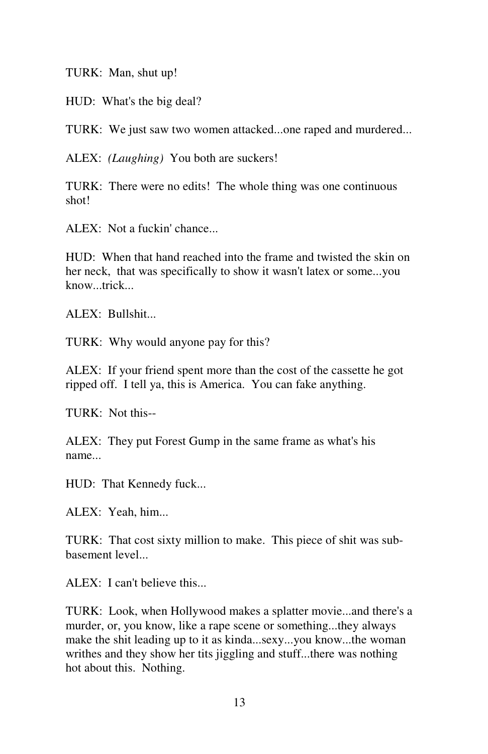TURK: Man, shut up!

HUD: What's the big deal?

TURK: We just saw two women attacked...one raped and murdered...

ALEX: *(Laughing)* You both are suckers!

TURK: There were no edits! The whole thing was one continuous shot!

ALEX: Not a fuckin' chance...

HUD: When that hand reached into the frame and twisted the skin on her neck, that was specifically to show it wasn't latex or some...you know...trick...

ALEX: Bullshit...

TURK: Why would anyone pay for this?

ALEX: If your friend spent more than the cost of the cassette he got ripped off. I tell ya, this is America. You can fake anything.

TURK: Not this--

ALEX: They put Forest Gump in the same frame as what's his name...

HUD: That Kennedy fuck...

ALEX: Yeah, him...

TURK: That cost sixty million to make. This piece of shit was sub-basement level...

ALEX: I can't believe this...

TURK: Look, when Hollywood makes a splatter movie...and there's a murder, or, you know, like a rape scene or something...they always make the shit leading up to it as kinda...sexy...you know...the woman writhes and they show her tits jiggling and stuff...there was nothing hot about this. Nothing.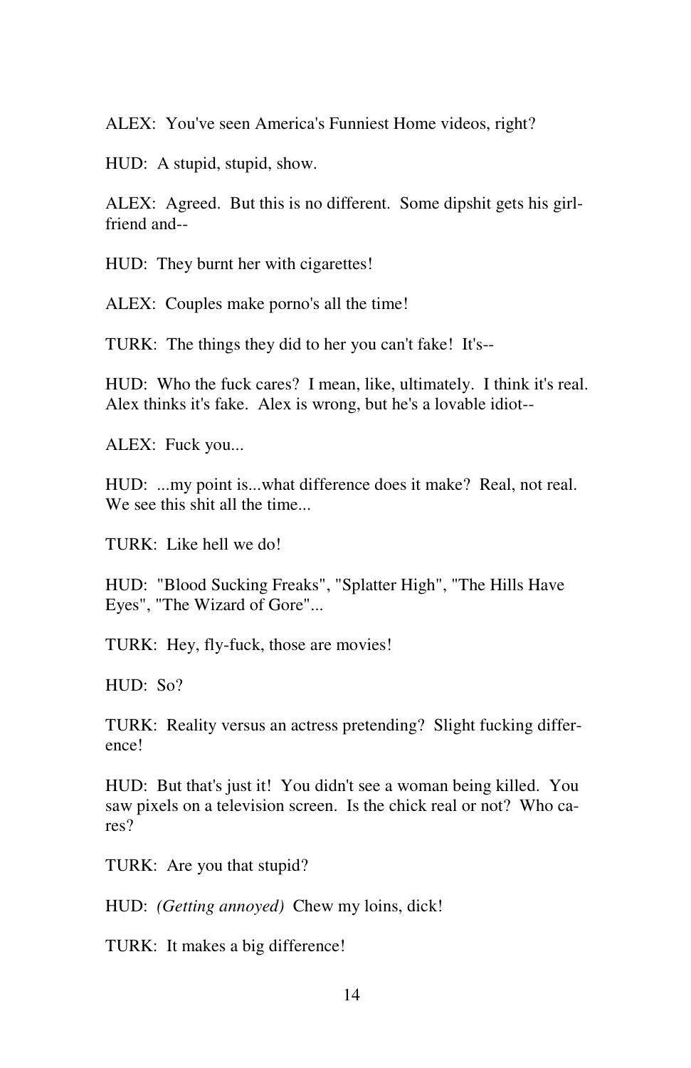ALEX: You've seen America's Funniest Home videos, right?

HUD: A stupid, stupid, show.

ALEX: Agreed. But this is no different. Some dipshit gets his girlfriend and--

HUD: They burnt her with cigarettes!

ALEX: Couples make porno's all the time!

TURK: The things they did to her you can't fake! It's--

HUD: Who the fuck cares? I mean, like, ultimately. I think it's real. Alex thinks it's fake. Alex is wrong, but he's a lovable idiot--

ALEX: Fuck you...

HUD: ...my point is...what difference does it make? Real, not real. We see this shit all the time...

TURK: Like hell we do!

HUD: "Blood Sucking Freaks", "Splatter High", "The Hills Have Eyes", "The Wizard of Gore"...

TURK: Hey, fly-fuck, those are movies!

HUD: So?

TURK: Reality versus an actress pretending? Slight fucking difference!

HUD: But that's just it! You didn't see a woman being killed. You saw pixels on a television screen. Is the chick real or not? Who cares?

TURK: Are you that stupid?

HUD: *(Getting annoyed)* Chew my loins, dick!

TURK: It makes a big difference!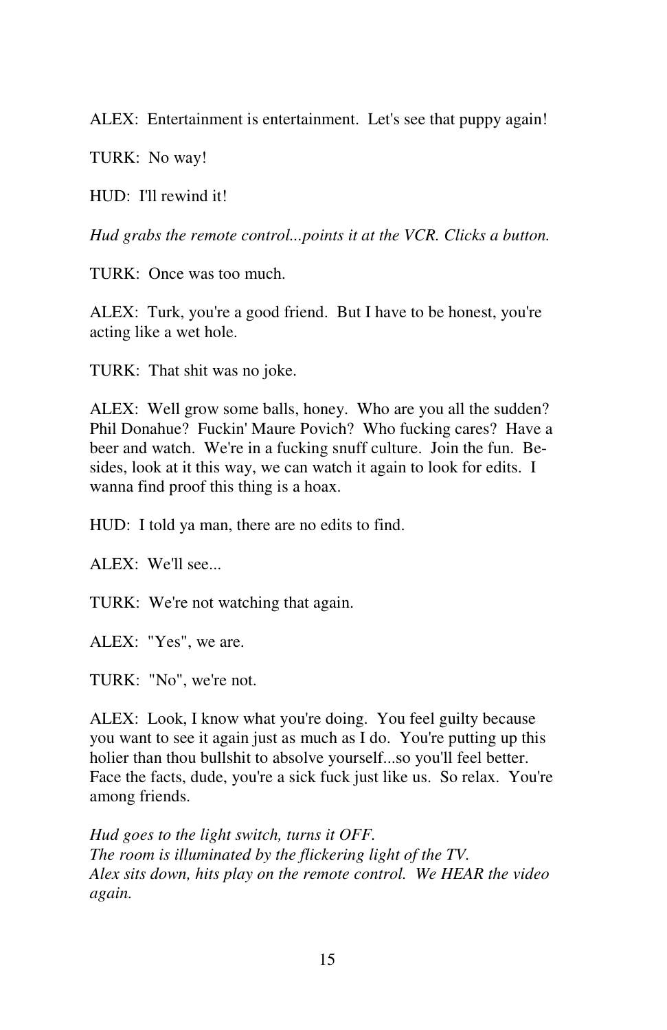ALEX:  Entertainment is entertainment.  Let's see that puppy again!

TURK:  No way!

HUD:  I'll rewind it!

*Hud grabs the remote control...points it at the VCR. Clicks a button.*

TURK:  Once was too much.

ALEX:  Turk, you're a good friend.  But I have to be honest, you're acting like a wet hole.

TURK:  That shit was no joke.

ALEX:  Well grow some balls, honey.  Who are you all the sudden? Phil Donahue?  Fuckin' Maure Povich?  Who fucking cares?  Have a beer and watch.  We're in a fucking snuff culture.  Join the fun.  Besides, look at it this way, we can watch it again to look for edits.  I wanna find proof this thing is a hoax.

HUD:  I told ya man, there are no edits to find.

ALEX:  We'll see...

TURK:  We're not watching that again.

ALEX:  "Yes", we are.

TURK:  "No", we're not.

ALEX:  Look, I know what you're doing.  You feel guilty because you want to see it again just as much as I do.  You're putting up this holier than thou bullshit to absolve yourself...so you'll feel better. Face the facts, dude, you're a sick fuck just like us.  So relax.  You're among friends.

*Hud goes to the light switch, turns it OFF.*
*The room is illuminated by the flickering light of the TV.*
*Alex sits down, hits play on the remote control.  We HEAR the video again.*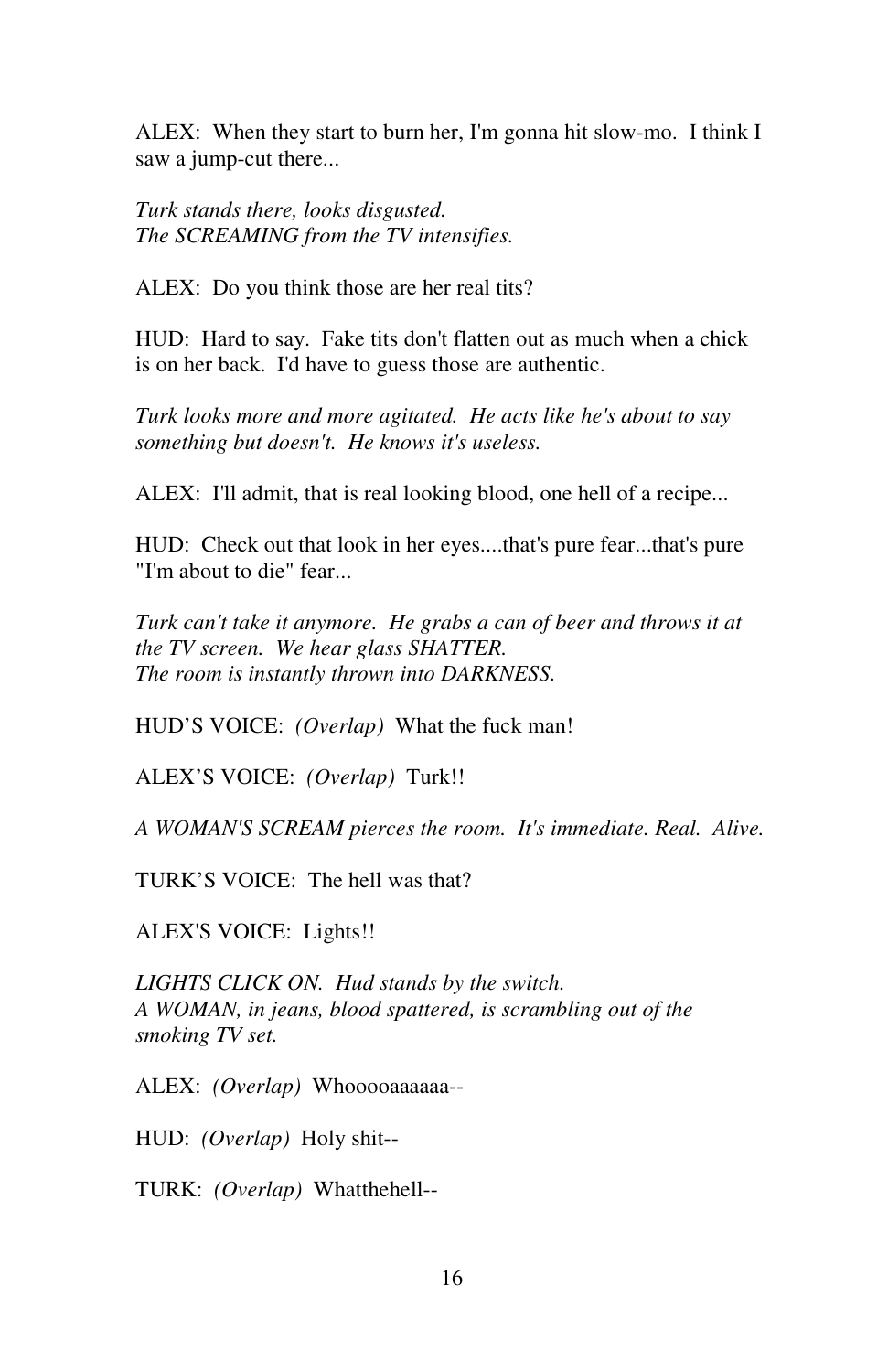ALEX: When they start to burn her, I'm gonna hit slow-mo. I think I saw a jump-cut there...

*Turk stands there, looks disgusted.*
*The SCREAMING from the TV intensifies.*

ALEX: Do you think those are her real tits?

HUD: Hard to say. Fake tits don't flatten out as much when a chick is on her back. I'd have to guess those are authentic.

*Turk looks more and more agitated. He acts like he's about to say something but doesn't. He knows it's useless.*

ALEX: I'll admit, that is real looking blood, one hell of a recipe...

HUD: Check out that look in her eyes....that's pure fear...that's pure "I'm about to die" fear...

*Turk can't take it anymore. He grabs a can of beer and throws it at the TV screen. We hear glass SHATTER.*
*The room is instantly thrown into DARKNESS.*

HUD'S VOICE: *(Overlap)* What the fuck man!

ALEX'S VOICE: *(Overlap)* Turk!!

*A WOMAN'S SCREAM pierces the room. It's immediate. Real. Alive.*

TURK'S VOICE: The hell was that?

ALEX'S VOICE: Lights!!

*LIGHTS CLICK ON. Hud stands by the switch.*
*A WOMAN, in jeans, blood spattered, is scrambling out of the smoking TV set.*

ALEX: *(Overlap)* Whooooaaaaaa--

HUD: *(Overlap)* Holy shit--

TURK: *(Overlap)* Whatthehell--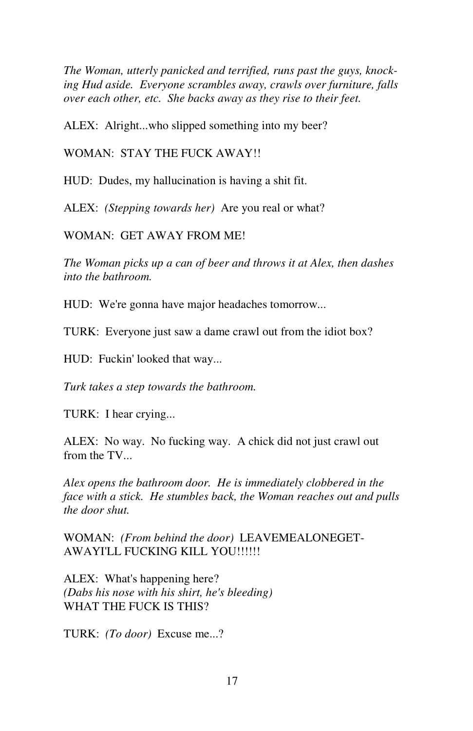*The Woman, utterly panicked and terrified, runs past the guys, knocking Hud aside. Everyone scrambles away, crawls over furniture, falls over each other, etc. She backs away as they rise to their feet.*

ALEX: Alright...who slipped something into my beer?

WOMAN: STAY THE FUCK AWAY!!

HUD: Dudes, my hallucination is having a shit fit.

ALEX: *(Stepping towards her)* Are you real or what?

WOMAN: GET AWAY FROM ME!

*The Woman picks up a can of beer and throws it at Alex, then dashes into the bathroom.*

HUD: We're gonna have major headaches tomorrow...

TURK: Everyone just saw a dame crawl out from the idiot box?

HUD: Fuckin' looked that way...

*Turk takes a step towards the bathroom.*

TURK: I hear crying...

ALEX: No way. No fucking way. A chick did not just crawl out from the TV...

*Alex opens the bathroom door. He is immediately clobbered in the face with a stick. He stumbles back, the Woman reaches out and pulls the door shut.*

WOMAN: *(From behind the door)* LEAVEMEALONEGET-AWAYI'LL FUCKING KILL YOU!!!!!!

ALEX: What's happening here?
*(Dabs his nose with his shirt, he's bleeding)*
WHAT THE FUCK IS THIS?

TURK: *(To door)* Excuse me...?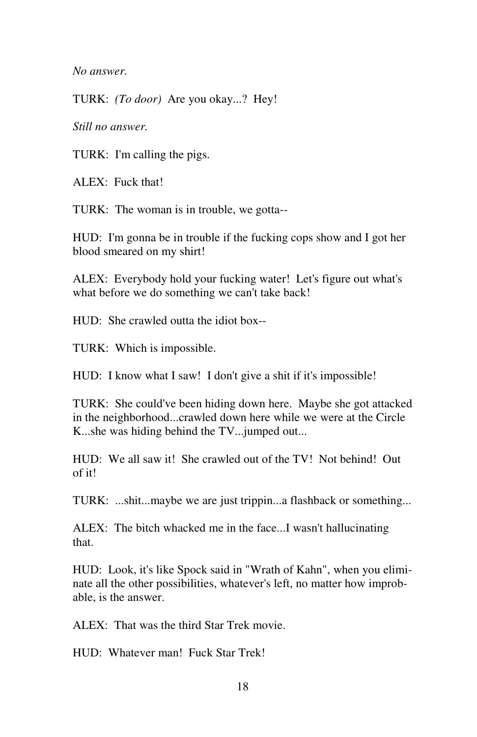*No answer.*

TURK: *(To door)* Are you okay...? Hey!

*Still no answer.*

TURK: I'm calling the pigs.

ALEX: Fuck that!

TURK: The woman is in trouble, we gotta--

HUD: I'm gonna be in trouble if the fucking cops show and I got her blood smeared on my shirt!

ALEX: Everybody hold your fucking water! Let's figure out what's what before we do something we can't take back!

HUD: She crawled outta the idiot box--

TURK: Which is impossible.

HUD: I know what I saw! I don't give a shit if it's impossible!

TURK: She could've been hiding down here. Maybe she got attacked in the neighborhood...crawled down here while we were at the Circle K...she was hiding behind the TV...jumped out...

HUD: We all saw it! She crawled out of the TV! Not behind! Out of it!

TURK: ...shit...maybe we are just trippin...a flashback or something...

ALEX: The bitch whacked me in the face...I wasn't hallucinating that.

HUD: Look, it's like Spock said in "Wrath of Kahn", when you eliminate all the other possibilities, whatever's left, no matter how improbable, is the answer.

ALEX: That was the third Star Trek movie.

HUD: Whatever man! Fuck Star Trek!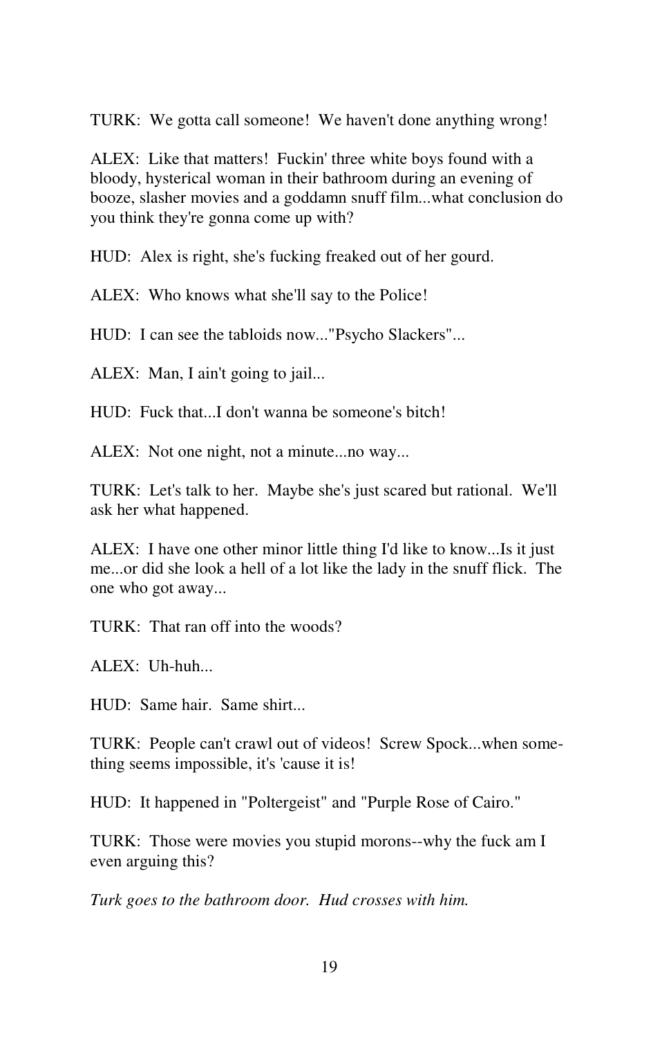TURK: We gotta call someone! We haven't done anything wrong!

ALEX: Like that matters! Fuckin' three white boys found with a bloody, hysterical woman in their bathroom during an evening of booze, slasher movies and a goddamn snuff film...what conclusion do you think they're gonna come up with?

HUD: Alex is right, she's fucking freaked out of her gourd.

ALEX: Who knows what she'll say to the Police!

HUD: I can see the tabloids now..."Psycho Slackers"...

ALEX: Man, I ain't going to jail...

HUD: Fuck that...I don't wanna be someone's bitch!

ALEX: Not one night, not a minute...no way...

TURK: Let's talk to her. Maybe she's just scared but rational. We'll ask her what happened.

ALEX: I have one other minor little thing I'd like to know...Is it just me...or did she look a hell of a lot like the lady in the snuff flick. The one who got away...

TURK: That ran off into the woods?

ALEX: Uh-huh...

HUD: Same hair. Same shirt...

TURK: People can't crawl out of videos! Screw Spock...when something seems impossible, it's 'cause it is!

HUD: It happened in "Poltergeist" and "Purple Rose of Cairo."

TURK: Those were movies you stupid morons--why the fuck am I even arguing this?

*Turk goes to the bathroom door. Hud crosses with him.*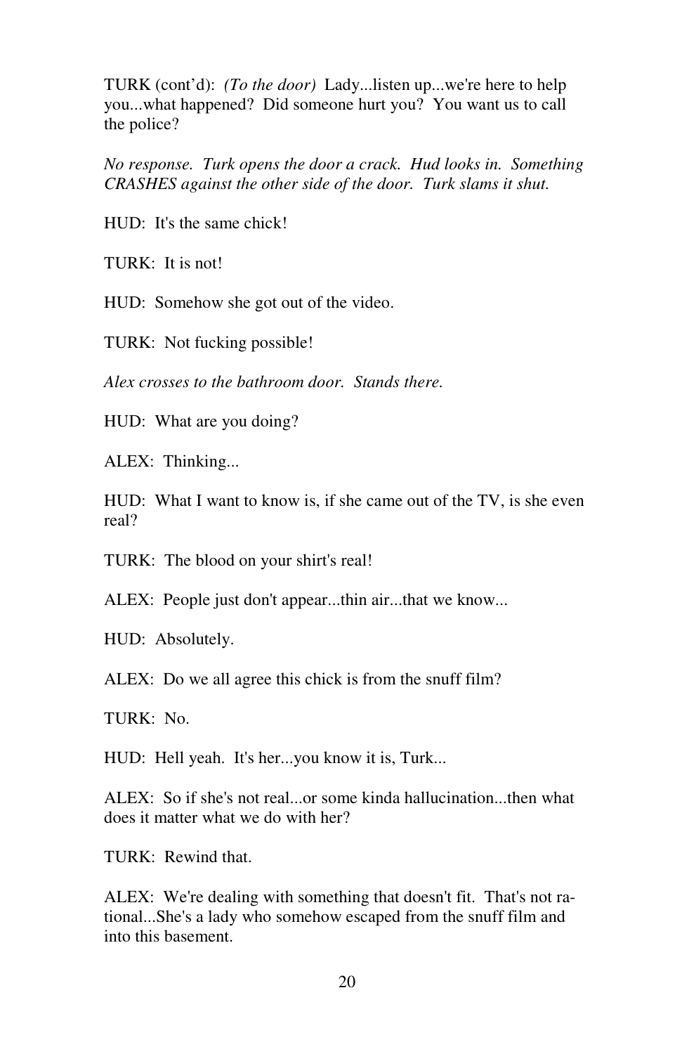TURK (cont'd): *(To the door)* Lady...listen up...we're here to help you...what happened? Did someone hurt you? You want us to call the police?

*No response. Turk opens the door a crack. Hud looks in. Something CRASHES against the other side of the door. Turk slams it shut.*

HUD: It's the same chick!

TURK: It is not!

HUD: Somehow she got out of the video.

TURK: Not fucking possible!

*Alex crosses to the bathroom door. Stands there.*

HUD: What are you doing?

ALEX: Thinking...

HUD: What I want to know is, if she came out of the TV, is she even real?

TURK: The blood on your shirt's real!

ALEX: People just don't appear...thin air...that we know...

HUD: Absolutely.

ALEX: Do we all agree this chick is from the snuff film?

TURK: No.

HUD: Hell yeah. It's her...you know it is, Turk...

ALEX: So if she's not real...or some kinda hallucination...then what does it matter what we do with her?

TURK: Rewind that.

ALEX: We're dealing with something that doesn't fit. That's not rational...She's a lady who somehow escaped from the snuff film and into this basement.